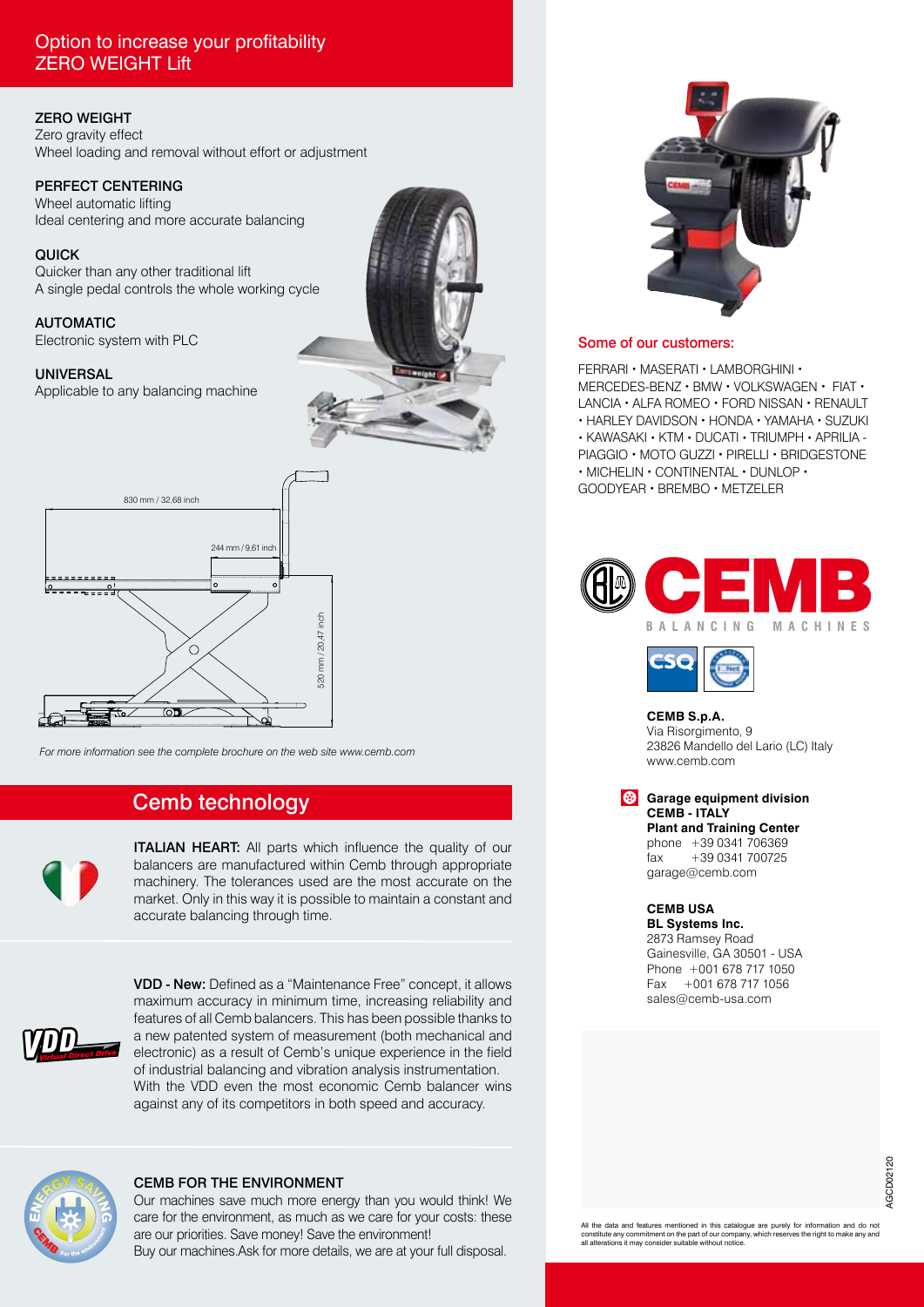## Option to increase your profitability ZERO WEIGHT Lift

**ZERO WEIGHT**
Zero gravity effect
Wheel loading and removal without effort or adjustment

**PERFECT CENTERING**
Wheel automatic lifting
Ideal centering and more accurate balancing

**QUICK**
Quicker than any other traditional lift
A single pedal controls the whole working cycle

**AUTOMATIC**
Electronic system with PLC

**UNIVERSAL**
Applicable to any balancing machine

830 mm / 32,68 inch

244 mm / 9,61 inch

520 mm / 20,47 inch

*For more information see the complete brochure on the web site www.cemb.com*

## Cemb technology

**ITALIAN HEART:** All parts which influence the quality of our balancers are manufactured within Cemb through appropriate machinery. The tolerances used are the most accurate on the market. Only in this way it is possible to maintain a constant and accurate balancing through time.

**VDD - New:** Defined as a "Maintenance Free" concept, it allows maximum accuracy in minimum time, increasing reliability and features of all Cemb balancers. This has been possible thanks to a new patented system of measurement (both mechanical and electronic) as a result of Cemb's unique experience in the field of industrial balancing and vibration analysis instrumentation. With the VDD even the most economic Cemb balancer wins against any of its competitors in both speed and accuracy.

**CEMB FOR THE ENVIRONMENT**
Our machines save much more energy than you would think! We care for the environment, as much as we care for your costs: these are our priorities. Save money! Save the environment!
Buy our machines.Ask for more details, we are at your full disposal.

### Some of our customers:

FERRARI • MASERATI • LAMBORGHINI • MERCEDES-BENZ • BMW • VOLKSWAGEN • FIAT • LANCIA • ALFA ROMEO • FORD NISSAN • RENAULT • HARLEY DAVIDSON • HONDA • YAMAHA • SUZUKI • KAWASAKI • KTM • DUCATI • TRIUMPH • APRILIA - PIAGGIO • MOTO GUZZI • PIRELLI • BRIDGESTONE • MICHELIN • CONTINENTAL • DUNLOP • GOODYEAR • BREMBO • METZELER

CEMB BALANCING MACHINES

**CEMB S.p.A.**
Via Risorgimento, 9
23826 Mandello del Lario (LC) Italy
www.cemb.com

**Garage equipment division**
**CEMB - ITALY**
**Plant and Training Center**
phone +39 0341 706369
fax +39 0341 700725
garage@cemb.com

**CEMB USA**
**BL Systems Inc.**
2873 Ramsey Road
Gainesville, GA 30501 - USA
Phone +001 678 717 1050
Fax +001 678 717 1056
sales@cemb-usa.com

AGCD02120

All the data and features mentioned in this catalogue are purely for information and do not constitute any commitment on the part of our company, which reserves the right to make any and all alterations it may consider suitable without notice.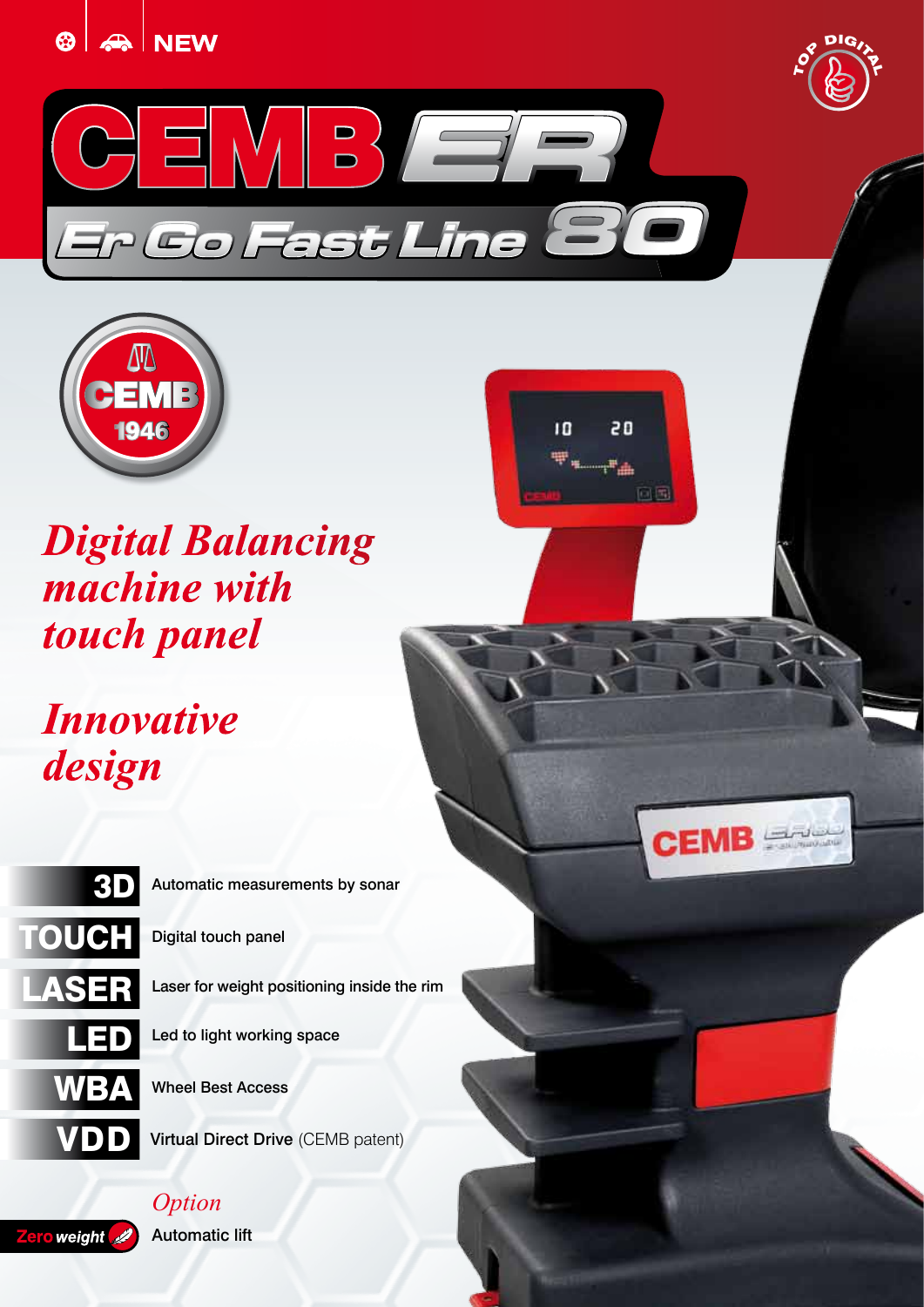NEW

TOP DIGITAL

# CEMB ER

## Er Go Fast Line 80

CEMB 1946

## *Digital Balancing machine with touch panel*

## *Innovative design*

| | |
|---|---|
| **3D** | Automatic measurements by sonar |
| **TOUCH** | Digital touch panel |
| **LASER** | Laser for weight positioning inside the rim |
| **LED** | Led to light working space |
| **WBA** | Wheel Best Access |
| **VDD** | **Virtual Direct Drive** (CEMB patent) |

*Option*

**Zero weight** Automatic lift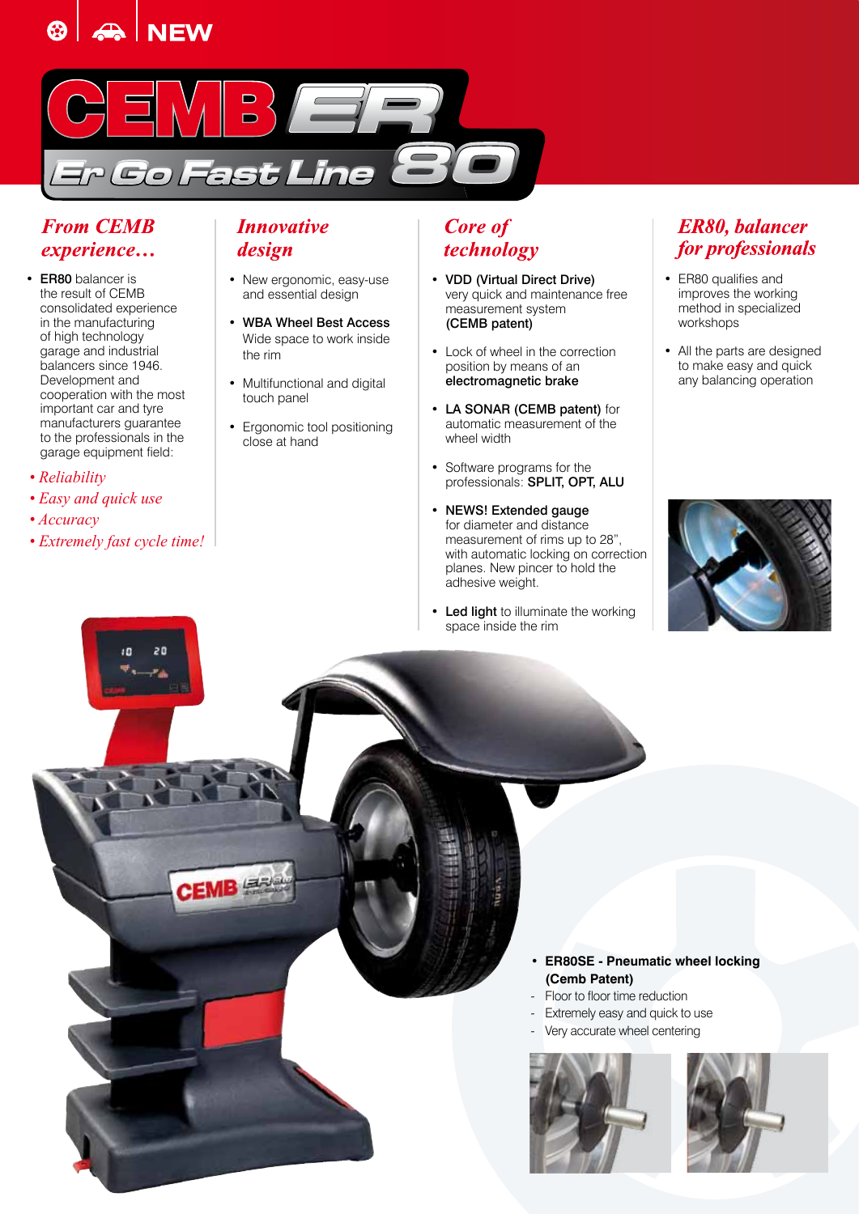NEW

# CEMB ER

## Er Go Fast Line 80

### *From CEMB experience…*

- **ER80** balancer is the result of CEMB consolidated experience in the manufacturing of high technology garage and industrial balancers since 1946. Development and cooperation with the most important car and tyre manufacturers guarantee to the professionals in the garage equipment field:

*• Reliability*
*• Easy and quick use*
*• Accuracy*
*• Extremely fast cycle time!*

### *Innovative design*

- New ergonomic, easy-use and essential design
- **WBA Wheel Best Access** Wide space to work inside the rim
- Multifunctional and digital touch panel
- Ergonomic tool positioning close at hand

### *Core of technology*

- **VDD (Virtual Direct Drive)** very quick and maintenance free measurement system **(CEMB patent)**
- Lock of wheel in the correction position by means of an **electromagnetic brake**
- **LA SONAR (CEMB patent)** for automatic measurement of the wheel width
- Software programs for the professionals: **SPLIT, OPT, ALU**
- **NEWS! Extended gauge** for diameter and distance measurement of rims up to 28", with automatic locking on correction planes. New pincer to hold the adhesive weight.
- **Led light** to illuminate the working space inside the rim

### *ER80, balancer for professionals*

- ER80 qualifies and improves the working method in specialized workshops
- All the parts are designed to make easy and quick any balancing operation

- **ER80SE - Pneumatic wheel locking (Cemb Patent)**
  - Floor to floor time reduction
  - Extremely easy and quick to use
  - Very accurate wheel centering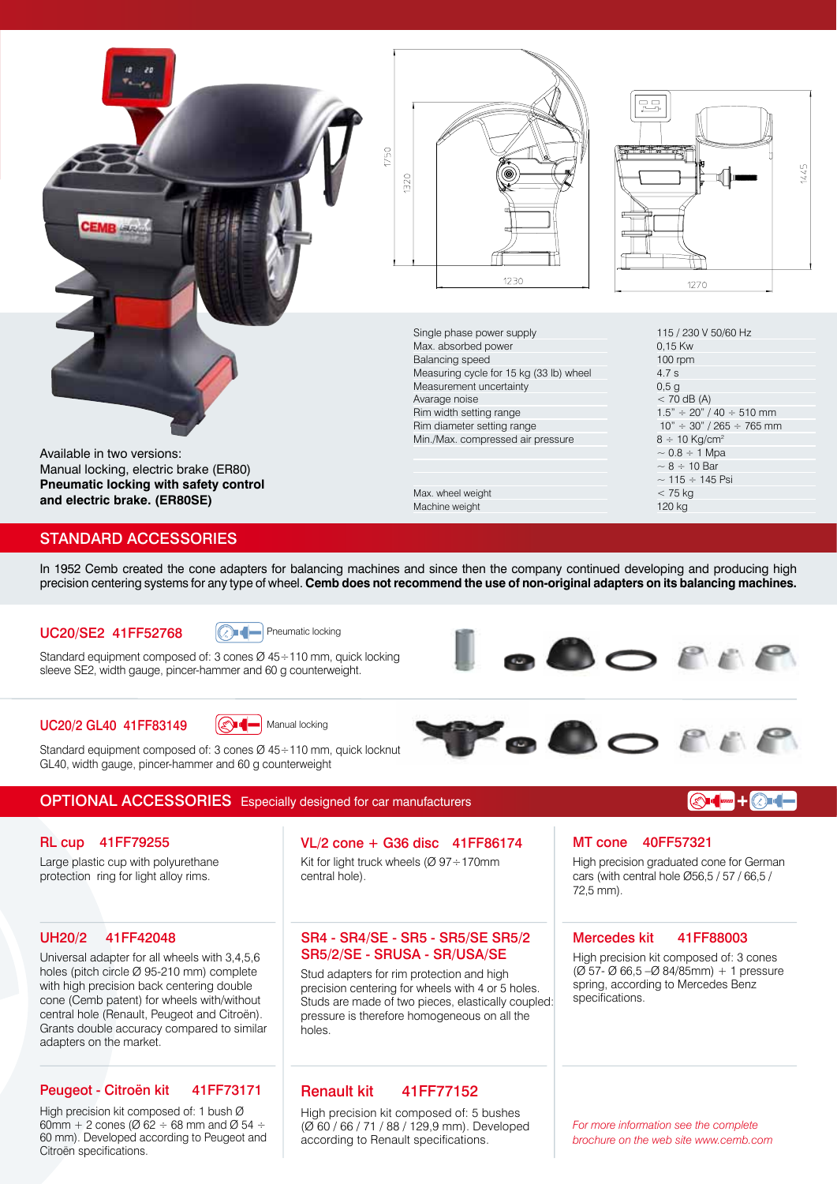Available in two versions:
Manual locking, electric brake (ER80)
**Pneumatic locking with safety control and electric brake. (ER80SE)**

| | |
|---|---|
| Single phase power supply | 115 / 230 V 50/60 Hz |
| Max. absorbed power | 0,15 Kw |
| Balancing speed | 100 rpm |
| Measuring cycle for 15 kg (33 lb) wheel | 4.7 s |
| Measurement uncertainty | 0,5 g |
| Avarage noise | < 70 dB (A) |
| Rim width setting range | 1.5" ÷ 20" / 40 ÷ 510 mm |
| Rim diameter setting range | 10" ÷ 30" / 265 ÷ 765 mm |
| Min./Max. compressed air pressure | 8 ÷ 10 Kg/cm² |
| | ~ 0.8 ÷ 1 Mpa |
| | ~ 8 ÷ 10 Bar |
| | ~ 115 ÷ 145 Psi |
| Max. wheel weight | < 75 kg |
| Machine weight | 120 kg |

1750
1320
1230
1445
1270

## STANDARD ACCESSORIES

In 1952 Cemb created the cone adapters for balancing machines and since then the company continued developing and producing high precision centering systems for any type of wheel. **Cemb does not recommend the use of non-original adapters on its balancing machines.**

### UC20/SE2 41FF52768

Pneumatic locking

Standard equipment composed of: 3 cones Ø 45÷110 mm, quick locking sleeve SE2, width gauge, pincer-hammer and 60 g counterweight.

### UC20/2 GL40 41FF83149

Manual locking

Standard equipment composed of: 3 cones Ø 45÷110 mm, quick locknut GL40, width gauge, pincer-hammer and 60 g counterweight

## OPTIONAL ACCESSORIES Especially designed for car manufacturers

### RL cup 41FF79255

Large plastic cup with polyurethane protection ring for light alloy rims.

### VL/2 cone + G36 disc 41FF86174

Kit for light truck wheels (Ø 97÷170mm central hole).

### MT cone 40FF57321

High precision graduated cone for German cars (with central hole Ø56,5 / 57 / 66,5 / 72,5 mm).

### UH20/2 41FF42048

Universal adapter for all wheels with 3,4,5,6 holes (pitch circle Ø 95-210 mm) complete with high precision back centering double cone (Cemb patent) for wheels with/without central hole (Renault, Peugeot and Citroën). Grants double accuracy compared to similar adapters on the market.

### SR4 - SR4/SE - SR5 - SR5/SE SR5/2 SR5/2/SE - SRUSA - SR/USA/SE

Stud adapters for rim protection and high precision centering for wheels with 4 or 5 holes. Studs are made of two pieces, elastically coupled: pressure is therefore homogeneous on all the holes.

### Mercedes kit 41FF88003

High precision kit composed of: 3 cones (Ø 57- Ø 66,5 –Ø 84/85mm) + 1 pressure spring, according to Mercedes Benz specifications.

### Peugeot - Citroën kit 41FF73171

High precision kit composed of: 1 bush Ø 60mm + 2 cones (Ø 62 ÷ 68 mm and Ø 54 ÷ 60 mm). Developed according to Peugeot and Citroën specifications.

### Renault kit 41FF77152

High precision kit composed of: 5 bushes (Ø 60 / 66 / 71 / 88 / 129,9 mm). Developed according to Renault specifications.

*For more information see the complete brochure on the web site www.cemb.com*